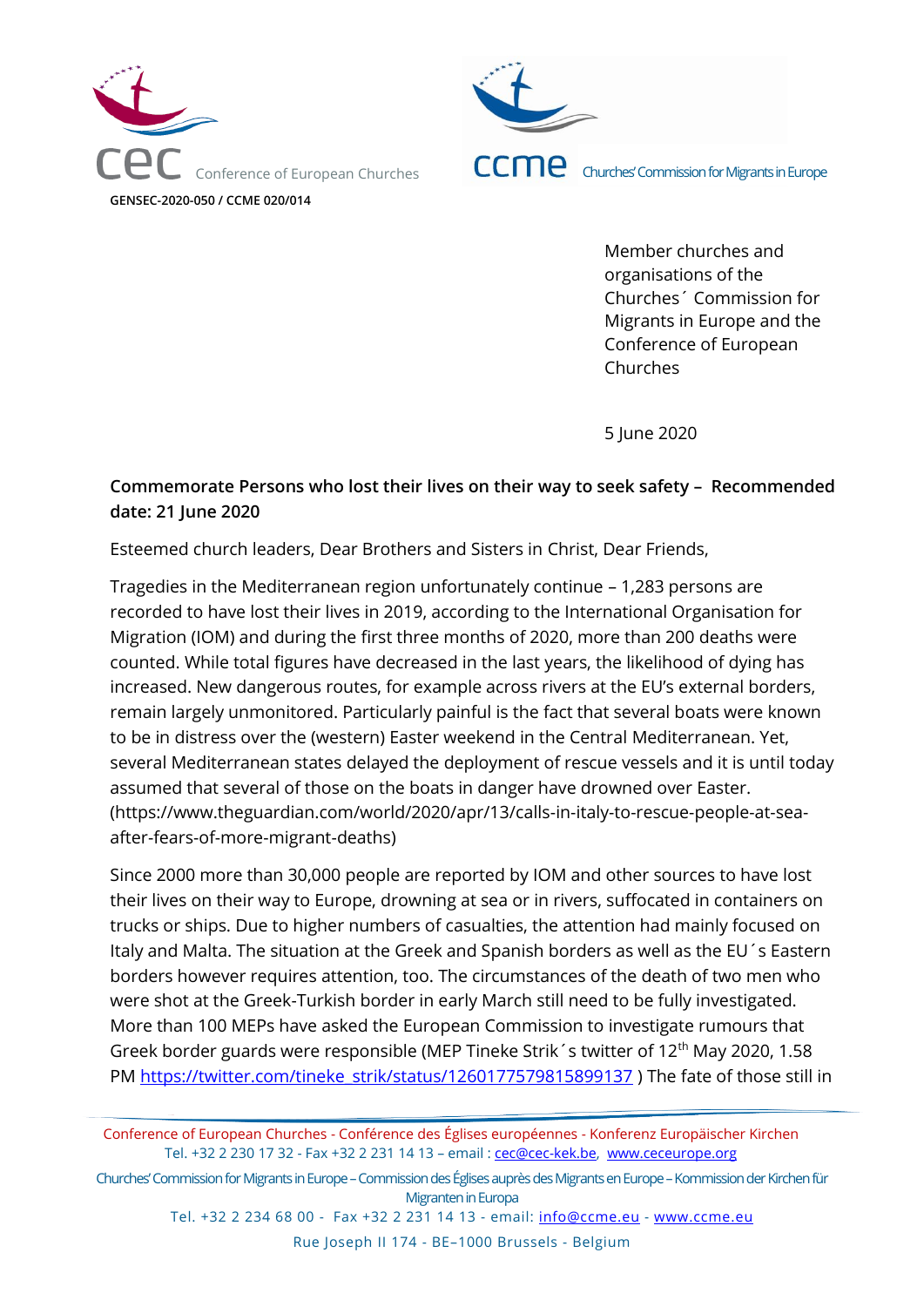cec Conference of European Churches

ccme Churches' Commission for Migrants in Europe

**GENSEC-2020-050 / CCME 020/014**

Member churches and organisations of the Churches´ Commission for Migrants in Europe and the Conference of European Churches

5 June 2020

**Commemorate Persons who lost their lives on their way to seek safety – Recommended date: 21 June 2020**

Esteemed church leaders, Dear Brothers and Sisters in Christ, Dear Friends,

Tragedies in the Mediterranean region unfortunately continue – 1,283 persons are recorded to have lost their lives in 2019, according to the International Organisation for Migration (IOM) and during the first three months of 2020, more than 200 deaths were counted. While total figures have decreased in the last years, the likelihood of dying has increased. New dangerous routes, for example across rivers at the EU's external borders, remain largely unmonitored. Particularly painful is the fact that several boats were known to be in distress over the (western) Easter weekend in the Central Mediterranean. Yet, several Mediterranean states delayed the deployment of rescue vessels and it is until today assumed that several of those on the boats in danger have drowned over Easter. (https://www.theguardian.com/world/2020/apr/13/calls-in-italy-to-rescue-people-at-sea-after-fears-of-more-migrant-deaths)

Since 2000 more than 30,000 people are reported by IOM and other sources to have lost their lives on their way to Europe, drowning at sea or in rivers, suffocated in containers on trucks or ships. Due to higher numbers of casualties, the attention had mainly focused on Italy and Malta. The situation at the Greek and Spanish borders as well as the EU´s Eastern borders however requires attention, too. The circumstances of the death of two men who were shot at the Greek-Turkish border in early March still need to be fully investigated. More than 100 MEPs have asked the European Commission to investigate rumours that Greek border guards were responsible (MEP Tineke Strik´s twitter of 12th May 2020, 1.58 PM https://twitter.com/tineke_strik/status/1260177579815899137 ) The fate of those still in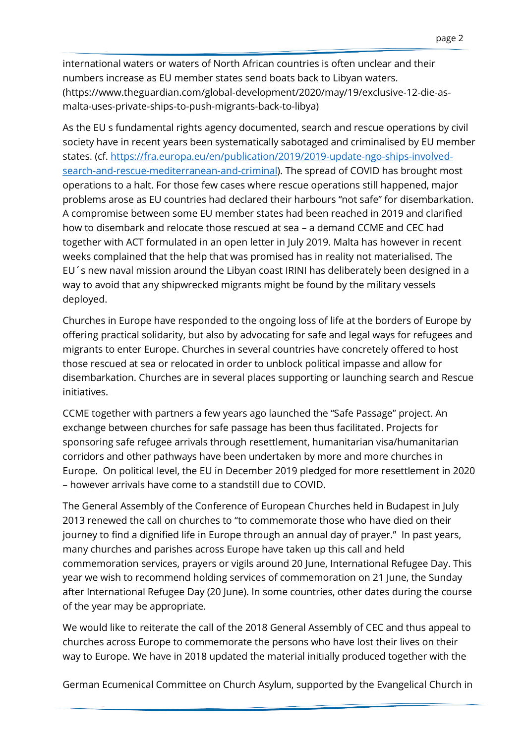international waters or waters of North African countries is often unclear and their numbers increase as EU member states send boats back to Libyan waters. (https://www.theguardian.com/global-development/2020/may/19/exclusive-12-die-as-malta-uses-private-ships-to-push-migrants-back-to-libya)

As the EU s fundamental rights agency documented, search and rescue operations by civil society have in recent years been systematically sabotaged and criminalised by EU member states. (cf. [https://fra.europa.eu/en/publication/2019/2019-update-ngo-ships-involved-search-and-rescue-mediterranean-and-criminal](https://fra.europa.eu/en/publication/2019/2019-update-ngo-ships-involved-search-and-rescue-mediterranean-and-criminal)). The spread of COVID has brought most operations to a halt. For those few cases where rescue operations still happened, major problems arose as EU countries had declared their harbours "not safe" for disembarkation. A compromise between some EU member states had been reached in 2019 and clarified how to disembark and relocate those rescued at sea – a demand CCME and CEC had together with ACT formulated in an open letter in July 2019. Malta has however in recent weeks complained that the help that was promised has in reality not materialised. The EU´s new naval mission around the Libyan coast IRINI has deliberately been designed in a way to avoid that any shipwrecked migrants might be found by the military vessels deployed.

Churches in Europe have responded to the ongoing loss of life at the borders of Europe by offering practical solidarity, but also by advocating for safe and legal ways for refugees and migrants to enter Europe. Churches in several countries have concretely offered to host those rescued at sea or relocated in order to unblock political impasse and allow for disembarkation. Churches are in several places supporting or launching search and Rescue initiatives.

CCME together with partners a few years ago launched the "Safe Passage" project. An exchange between churches for safe passage has been thus facilitated. Projects for sponsoring safe refugee arrivals through resettlement, humanitarian visa/humanitarian corridors and other pathways have been undertaken by more and more churches in Europe. On political level, the EU in December 2019 pledged for more resettlement in 2020 – however arrivals have come to a standstill due to COVID.

The General Assembly of the Conference of European Churches held in Budapest in July 2013 renewed the call on churches to "to commemorate those who have died on their journey to find a dignified life in Europe through an annual day of prayer." In past years, many churches and parishes across Europe have taken up this call and held commemoration services, prayers or vigils around 20 June, International Refugee Day. This year we wish to recommend holding services of commemoration on 21 June, the Sunday after International Refugee Day (20 June). In some countries, other dates during the course of the year may be appropriate.

We would like to reiterate the call of the 2018 General Assembly of CEC and thus appeal to churches across Europe to commemorate the persons who have lost their lives on their way to Europe. We have in 2018 updated the material initially produced together with the

German Ecumenical Committee on Church Asylum, supported by the Evangelical Church in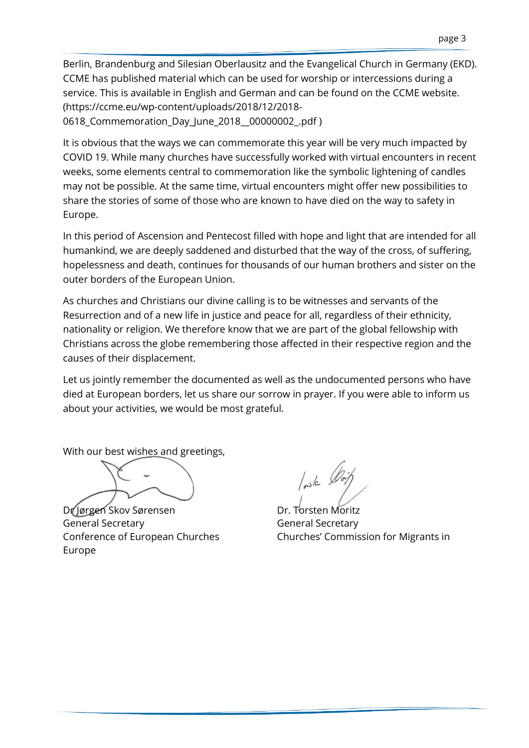Berlin, Brandenburg and Silesian Oberlausitz and the Evangelical Church in Germany (EKD). CCME has published material which can be used for worship or intercessions during a service. This is available in English and German and can be found on the CCME website. (https://ccme.eu/wp-content/uploads/2018/12/2018-0618_Commemoration_Day_June_2018__00000002_.pdf )

It is obvious that the ways we can commemorate this year will be very much impacted by COVID 19. While many churches have successfully worked with virtual encounters in recent weeks, some elements central to commemoration like the symbolic lightening of candles may not be possible. At the same time, virtual encounters might offer new possibilities to share the stories of some of those who are known to have died on the way to safety in Europe.

In this period of Ascension and Pentecost filled with hope and light that are intended for all humankind, we are deeply saddened and disturbed that the way of the cross, of suffering, hopelessness and death, continues for thousands of our human brothers and sister on the outer borders of the European Union.

As churches and Christians our divine calling is to be witnesses and servants of the Resurrection and of a new life in justice and peace for all, regardless of their ethnicity, nationality or religion. We therefore know that we are part of the global fellowship with Christians across the globe remembering those affected in their respective region and the causes of their displacement.

Let us jointly remember the documented as well as the undocumented persons who have died at European borders, let us share our sorrow in prayer. If you were able to inform us about your activities, we would be most grateful.

With our best wishes and greetings,

Dr Jørgen Skov Sørensen
General Secretary
Conference of European Churches

Dr. Torsten Moritz
General Secretary
Churches' Commission for Migrants in Europe